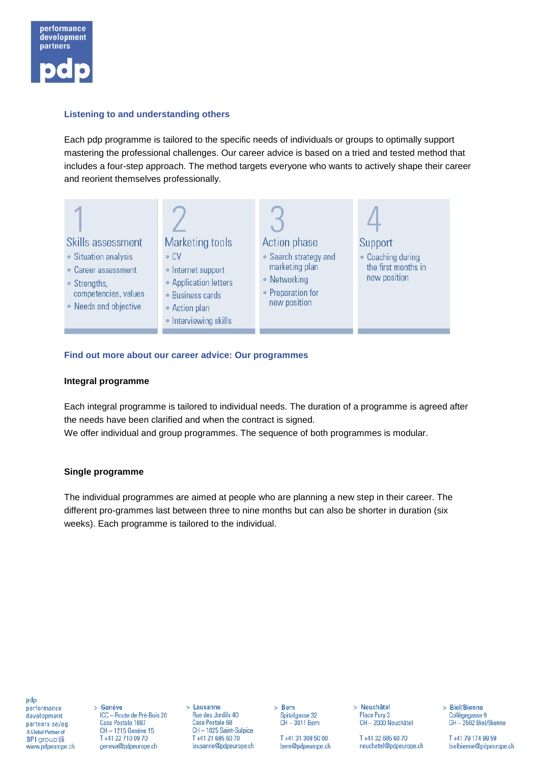performance development partners

pdp

### Listening to and understanding others

Each pdp programme is tailored to the specific needs of individuals or groups to optimally support mastering the professional challenges. Our career advice is based on a tried and tested method that includes a four-step approach. The method targets everyone who wants to actively shape their career and reorient themselves professionally.

| 1 Skills assessment | 2 Marketing tools | 3 Action phase | 4 Support |
| --- | --- | --- | --- |
| • Situation analysis<br>• Career assessment<br>• Strengths, competencies, values<br>• Needs and objective | • CV<br>• Internet support<br>• Application letters<br>• Business cards<br>• Action plan<br>• Interviewing skills | • Search strategy and marketing plan<br>• Networking<br>• Preparation for new position | • Coaching during the first months in new position |

### Find out more about our career advice: Our programmes

**Integral programme**

Each integral programme is tailored to individual needs. The duration of a programme is agreed after the needs have been clarified and when the contract is signed.
We offer individual and group programmes. The sequence of both programmes is modular.

**Single programme**

The individual programmes are aimed at people who are planning a new step in their career. The different pro-grammes last between three to nine months but can also be shorter in duration (six weeks). Each programme is tailored to the individual.

pdp performance development partners sa/ag
A Global Partner of BPI group
www.pdpeurope.ch

> Genève
ICC – Route de Pré-Bois 20
Case Postale 1887
CH – 1215 Genève 15
T +41 22 710 09 70
geneva@pdpeurope.ch

> Lausanne
Rue des Jordils 40
Case Postale 68
CH – 1025 Saint-Sulpice
T +41 21 695 60 70
lausanne@pdpeurope.ch

> Bern
Spitalgasse 32
CH – 3011 Bern
T +41 31 309 50 00
bern@pdpeurope.ch

> Neuchâtel
Place Pury 3
CH – 2000 Neuchâtel
T +41 32 685 60 70
neuchatel@pdpeurope.ch

> Biel/Bienne
Collègegasse 9
CH – 2502 Biel/Bienne
T +41 79 174 99 59
bielbienne@pdpeurope.ch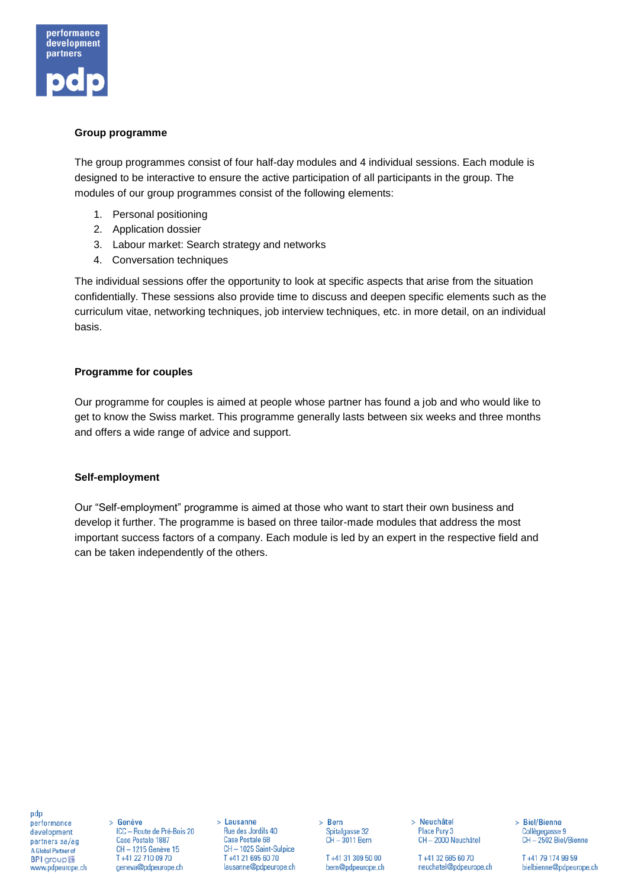## Group programme

The group programmes consist of four half-day modules and 4 individual sessions. Each module is designed to be interactive to ensure the active participation of all participants in the group. The modules of our group programmes consist of the following elements:

1. Personal positioning
2. Application dossier
3. Labour market: Search strategy and networks
4. Conversation techniques

The individual sessions offer the opportunity to look at specific aspects that arise from the situation confidentially. These sessions also provide time to discuss and deepen specific elements such as the curriculum vitae, networking techniques, job interview techniques, etc. in more detail, on an individual basis.

## Programme for couples

Our programme for couples is aimed at people whose partner has found a job and who would like to get to know the Swiss market. This programme generally lasts between six weeks and three months and offers a wide range of advice and support.

## Self-employment

Our "Self-employment" programme is aimed at those who want to start their own business and develop it further. The programme is based on three tailor-made modules that address the most important success factors of a company. Each module is led by an expert in the respective field and can be taken independently of the others.